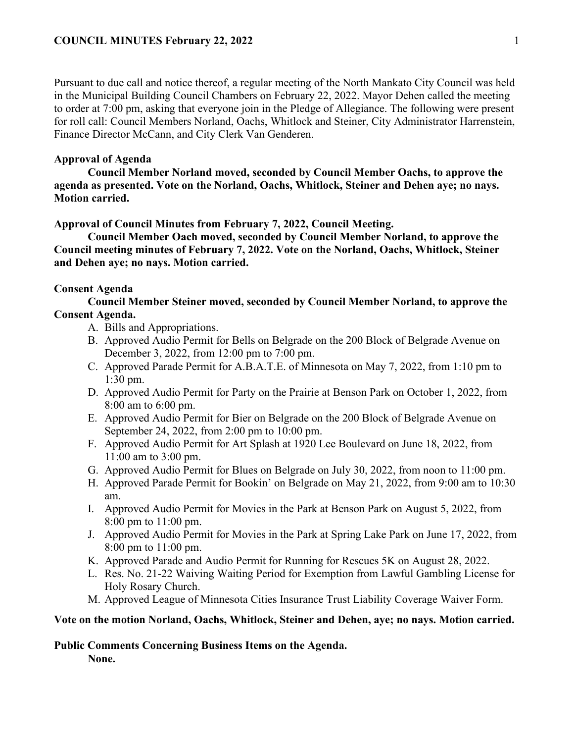Pursuant to due call and notice thereof, a regular meeting of the North Mankato City Council was held in the Municipal Building Council Chambers on February 22, 2022. Mayor Dehen called the meeting to order at 7:00 pm, asking that everyone join in the Pledge of Allegiance. The following were present for roll call: Council Members Norland, Oachs, Whitlock and Steiner, City Administrator Harrenstein, Finance Director McCann, and City Clerk Van Genderen.

**Approval of Agenda**

**Council Member Norland moved, seconded by Council Member Oachs, to approve the agenda as presented. Vote on the Norland, Oachs, Whitlock, Steiner and Dehen aye; no nays. Motion carried.**

**Approval of Council Minutes from February 7, 2022, Council Meeting.**

**Council Member Oach moved, seconded by Council Member Norland, to approve the Council meeting minutes of February 7, 2022. Vote on the Norland, Oachs, Whitlock, Steiner and Dehen aye; no nays. Motion carried.**

**Consent Agenda**

**Council Member Steiner moved, seconded by Council Member Norland, to approve the Consent Agenda.**

A. Bills and Appropriations.
B. Approved Audio Permit for Bells on Belgrade on the 200 Block of Belgrade Avenue on December 3, 2022, from 12:00 pm to 7:00 pm.
C. Approved Parade Permit for A.B.A.T.E. of Minnesota on May 7, 2022, from 1:10 pm to 1:30 pm.
D. Approved Audio Permit for Party on the Prairie at Benson Park on October 1, 2022, from 8:00 am to 6:00 pm.
E. Approved Audio Permit for Bier on Belgrade on the 200 Block of Belgrade Avenue on September 24, 2022, from 2:00 pm to 10:00 pm.
F. Approved Audio Permit for Art Splash at 1920 Lee Boulevard on June 18, 2022, from 11:00 am to 3:00 pm.
G. Approved Audio Permit for Blues on Belgrade on July 30, 2022, from noon to 11:00 pm.
H. Approved Parade Permit for Bookin' on Belgrade on May 21, 2022, from 9:00 am to 10:30 am.
I. Approved Audio Permit for Movies in the Park at Benson Park on August 5, 2022, from 8:00 pm to 11:00 pm.
J. Approved Audio Permit for Movies in the Park at Spring Lake Park on June 17, 2022, from 8:00 pm to 11:00 pm.
K. Approved Parade and Audio Permit for Running for Rescues 5K on August 28, 2022.
L. Res. No. 21-22 Waiving Waiting Period for Exemption from Lawful Gambling License for Holy Rosary Church.
M. Approved League of Minnesota Cities Insurance Trust Liability Coverage Waiver Form.

**Vote on the motion Norland, Oachs, Whitlock, Steiner and Dehen, aye; no nays. Motion carried.**

**Public Comments Concerning Business Items on the Agenda.**

**None.**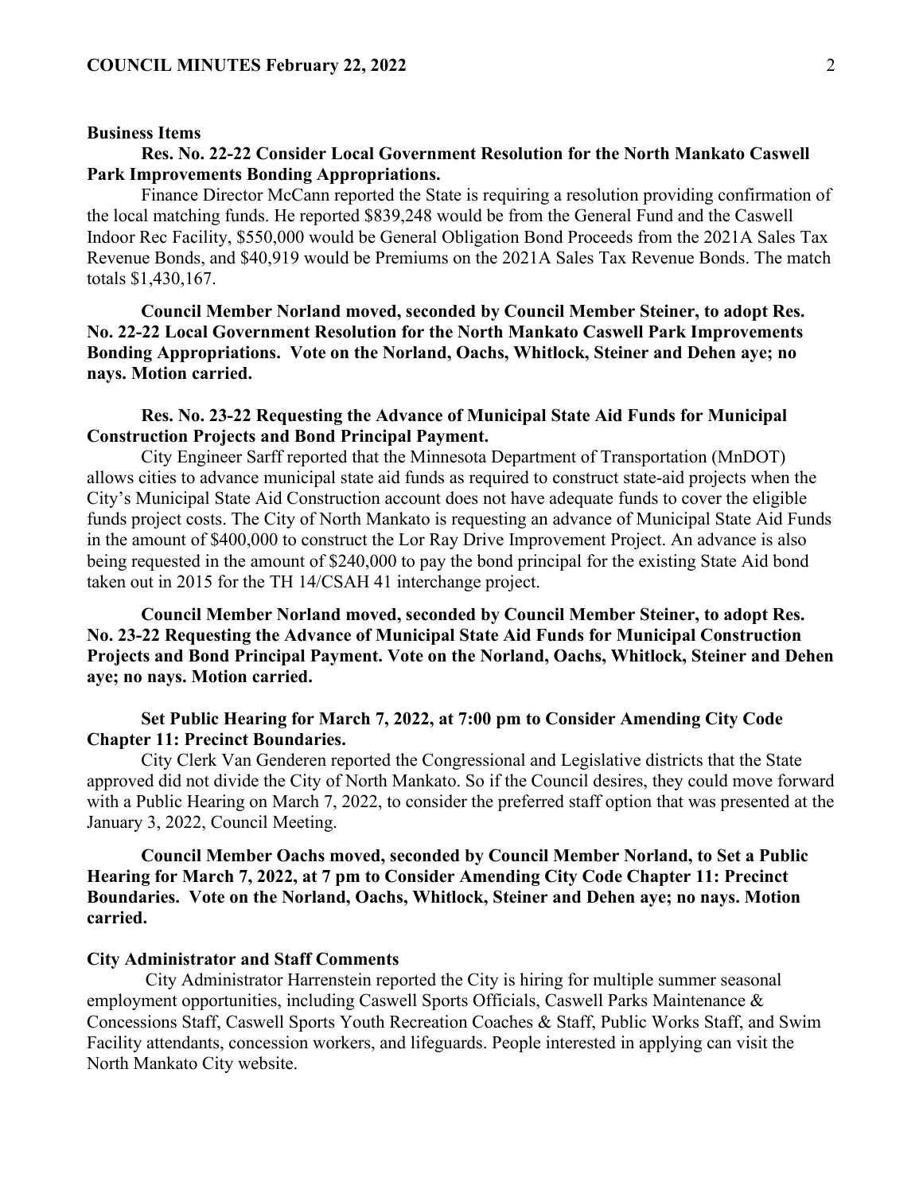**Business Items**

**Res. No. 22-22 Consider Local Government Resolution for the North Mankato Caswell Park Improvements Bonding Appropriations.**

Finance Director McCann reported the State is requiring a resolution providing confirmation of the local matching funds. He reported $839,248 would be from the General Fund and the Caswell Indoor Rec Facility, $550,000 would be General Obligation Bond Proceeds from the 2021A Sales Tax Revenue Bonds, and $40,919 would be Premiums on the 2021A Sales Tax Revenue Bonds. The match totals $1,430,167.

**Council Member Norland moved, seconded by Council Member Steiner, to adopt Res. No. 22-22 Local Government Resolution for the North Mankato Caswell Park Improvements Bonding Appropriations. Vote on the Norland, Oachs, Whitlock, Steiner and Dehen aye; no nays. Motion carried.**

**Res. No. 23-22 Requesting the Advance of Municipal State Aid Funds for Municipal Construction Projects and Bond Principal Payment.**

City Engineer Sarff reported that the Minnesota Department of Transportation (MnDOT) allows cities to advance municipal state aid funds as required to construct state-aid projects when the City's Municipal State Aid Construction account does not have adequate funds to cover the eligible funds project costs. The City of North Mankato is requesting an advance of Municipal State Aid Funds in the amount of $400,000 to construct the Lor Ray Drive Improvement Project. An advance is also being requested in the amount of $240,000 to pay the bond principal for the existing State Aid bond taken out in 2015 for the TH 14/CSAH 41 interchange project.

**Council Member Norland moved, seconded by Council Member Steiner, to adopt Res. No. 23-22 Requesting the Advance of Municipal State Aid Funds for Municipal Construction Projects and Bond Principal Payment. Vote on the Norland, Oachs, Whitlock, Steiner and Dehen aye; no nays. Motion carried.**

**Set Public Hearing for March 7, 2022, at 7:00 pm to Consider Amending City Code Chapter 11: Precinct Boundaries.**

City Clerk Van Genderen reported the Congressional and Legislative districts that the State approved did not divide the City of North Mankato. So if the Council desires, they could move forward with a Public Hearing on March 7, 2022, to consider the preferred staff option that was presented at the January 3, 2022, Council Meeting.

**Council Member Oachs moved, seconded by Council Member Norland, to Set a Public Hearing for March 7, 2022, at 7 pm to Consider Amending City Code Chapter 11: Precinct Boundaries. Vote on the Norland, Oachs, Whitlock, Steiner and Dehen aye; no nays. Motion carried.**

**City Administrator and Staff Comments**

City Administrator Harrenstein reported the City is hiring for multiple summer seasonal employment opportunities, including Caswell Sports Officials, Caswell Parks Maintenance & Concessions Staff, Caswell Sports Youth Recreation Coaches & Staff, Public Works Staff, and Swim Facility attendants, concession workers, and lifeguards. People interested in applying can visit the North Mankato City website.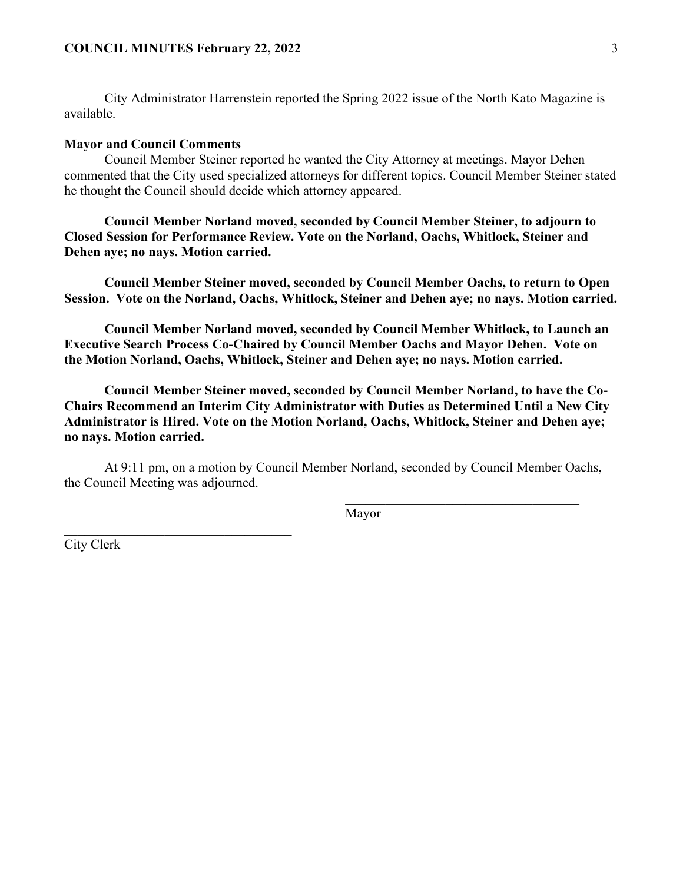City Administrator Harrenstein reported the Spring 2022 issue of the North Kato Magazine is available.

**Mayor and Council Comments**

Council Member Steiner reported he wanted the City Attorney at meetings. Mayor Dehen commented that the City used specialized attorneys for different topics. Council Member Steiner stated he thought the Council should decide which attorney appeared.

**Council Member Norland moved, seconded by Council Member Steiner, to adjourn to Closed Session for Performance Review. Vote on the Norland, Oachs, Whitlock, Steiner and Dehen aye; no nays. Motion carried.**

**Council Member Steiner moved, seconded by Council Member Oachs, to return to Open Session. Vote on the Norland, Oachs, Whitlock, Steiner and Dehen aye; no nays. Motion carried.**

**Council Member Norland moved, seconded by Council Member Whitlock, to Launch an Executive Search Process Co-Chaired by Council Member Oachs and Mayor Dehen. Vote on the Motion Norland, Oachs, Whitlock, Steiner and Dehen aye; no nays. Motion carried.**

**Council Member Steiner moved, seconded by Council Member Norland, to have the Co-Chairs Recommend an Interim City Administrator with Duties as Determined Until a New City Administrator is Hired. Vote on the Motion Norland, Oachs, Whitlock, Steiner and Dehen aye; no nays. Motion carried.**

At 9:11 pm, on a motion by Council Member Norland, seconded by Council Member Oachs, the Council Meeting was adjourned.

\_\_\_\_\_\_\_\_\_\_\_\_\_\_\_\_\_\_\_\_\_\_\_\_\_\_\_\_\_\_\_\_\_\_\_\_
Mayor

\_\_\_\_\_\_\_\_\_\_\_\_\_\_\_\_\_\_\_\_\_\_\_\_\_\_\_\_\_\_\_\_\_\_\_\_
City Clerk